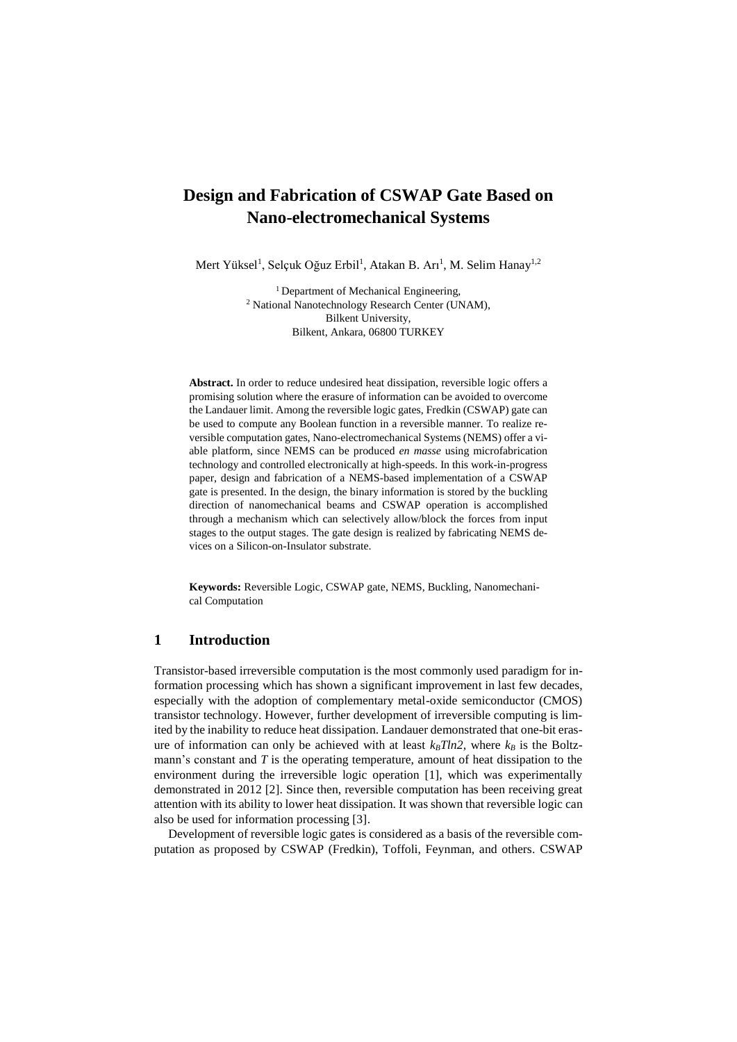# Design and Fabrication of CSWAP Gate Based on Nano-electromechanical Systems

Mert Yüksel[1], Selçuk Oğuz Erbil[1], Atakan B. Arı[1], M. Selim Hanay[1,2]

[1] Department of Mechanical Engineering,
[2] National Nanotechnology Research Center (UNAM),
Bilkent University,
Bilkent, Ankara, 06800 TURKEY

**Abstract.** In order to reduce undesired heat dissipation, reversible logic offers a promising solution where the erasure of information can be avoided to overcome the Landauer limit. Among the reversible logic gates, Fredkin (CSWAP) gate can be used to compute any Boolean function in a reversible manner. To realize reversible computation gates, Nano-electromechanical Systems (NEMS) offer a viable platform, since NEMS can be produced *en masse* using microfabrication technology and controlled electronically at high-speeds. In this work-in-progress paper, design and fabrication of a NEMS-based implementation of a CSWAP gate is presented. In the design, the binary information is stored by the buckling direction of nanomechanical beams and CSWAP operation is accomplished through a mechanism which can selectively allow/block the forces from input stages to the output stages. The gate design is realized by fabricating NEMS devices on a Silicon-on-Insulator substrate.

**Keywords:** Reversible Logic, CSWAP gate, NEMS, Buckling, Nanomechanical Computation

## 1 Introduction

Transistor-based irreversible computation is the most commonly used paradigm for information processing which has shown a significant improvement in last few decades, especially with the adoption of complementary metal-oxide semiconductor (CMOS) transistor technology. However, further development of irreversible computing is limited by the inability to reduce heat dissipation. Landauer demonstrated that one-bit erasure of information can only be achieved with at least $k_BTln2$, where $k_B$ is the Boltzmann's constant and $T$ is the operating temperature, amount of heat dissipation to the environment during the irreversible logic operation [1], which was experimentally demonstrated in 2012 [2]. Since then, reversible computation has been receiving great attention with its ability to lower heat dissipation. It was shown that reversible logic can also be used for information processing [3].

Development of reversible logic gates is considered as a basis of the reversible computation as proposed by CSWAP (Fredkin), Toffoli, Feynman, and others. CSWAP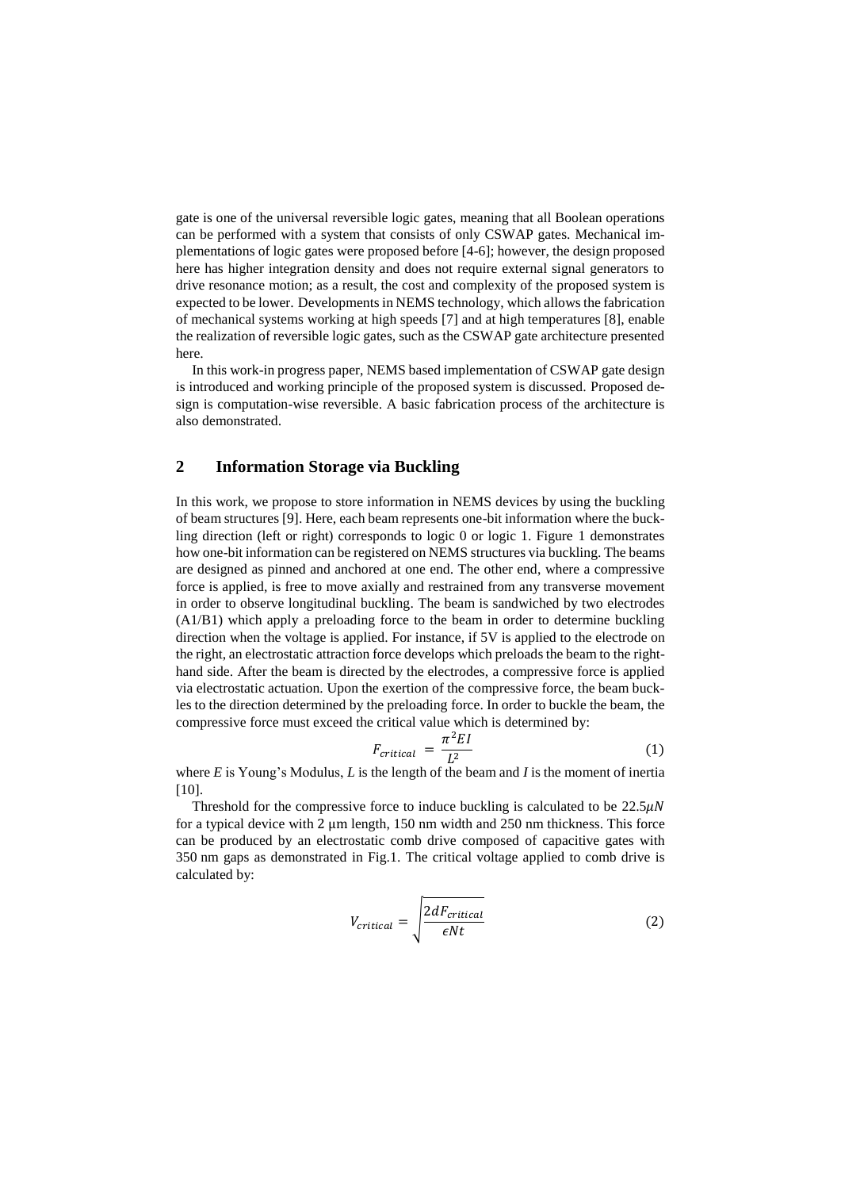gate is one of the universal reversible logic gates, meaning that all Boolean operations can be performed with a system that consists of only CSWAP gates. Mechanical implementations of logic gates were proposed before [4-6]; however, the design proposed here has higher integration density and does not require external signal generators to drive resonance motion; as a result, the cost and complexity of the proposed system is expected to be lower. Developments in NEMS technology, which allows the fabrication of mechanical systems working at high speeds [7] and at high temperatures [8], enable the realization of reversible logic gates, such as the CSWAP gate architecture presented here.

In this work-in progress paper, NEMS based implementation of CSWAP gate design is introduced and working principle of the proposed system is discussed. Proposed design is computation-wise reversible. A basic fabrication process of the architecture is also demonstrated.

## 2 Information Storage via Buckling

In this work, we propose to store information in NEMS devices by using the buckling of beam structures [9]. Here, each beam represents one-bit information where the buckling direction (left or right) corresponds to logic 0 or logic 1. Figure 1 demonstrates how one-bit information can be registered on NEMS structures via buckling. The beams are designed as pinned and anchored at one end. The other end, where a compressive force is applied, is free to move axially and restrained from any transverse movement in order to observe longitudinal buckling. The beam is sandwiched by two electrodes (A1/B1) which apply a preloading force to the beam in order to determine buckling direction when the voltage is applied. For instance, if 5V is applied to the electrode on the right, an electrostatic attraction force develops which preloads the beam to the right-hand side. After the beam is directed by the electrodes, a compressive force is applied via electrostatic actuation. Upon the exertion of the compressive force, the beam buckles to the direction determined by the preloading force. In order to buckle the beam, the compressive force must exceed the critical value which is determined by:

$$F_{critical} = \frac{\pi^2 EI}{L^2} \tag{1}$$

where $E$ is Young's Modulus, $L$ is the length of the beam and $I$ is the moment of inertia [10].

Threshold for the compressive force to induce buckling is calculated to be $22.5\mu N$ for a typical device with 2 μm length, 150 nm width and 250 nm thickness. This force can be produced by an electrostatic comb drive composed of capacitive gates with 350 nm gaps as demonstrated in Fig.1. The critical voltage applied to comb drive is calculated by:

$$V_{critical} = \sqrt{\frac{2dF_{critical}}{\epsilon N t}} \tag{2}$$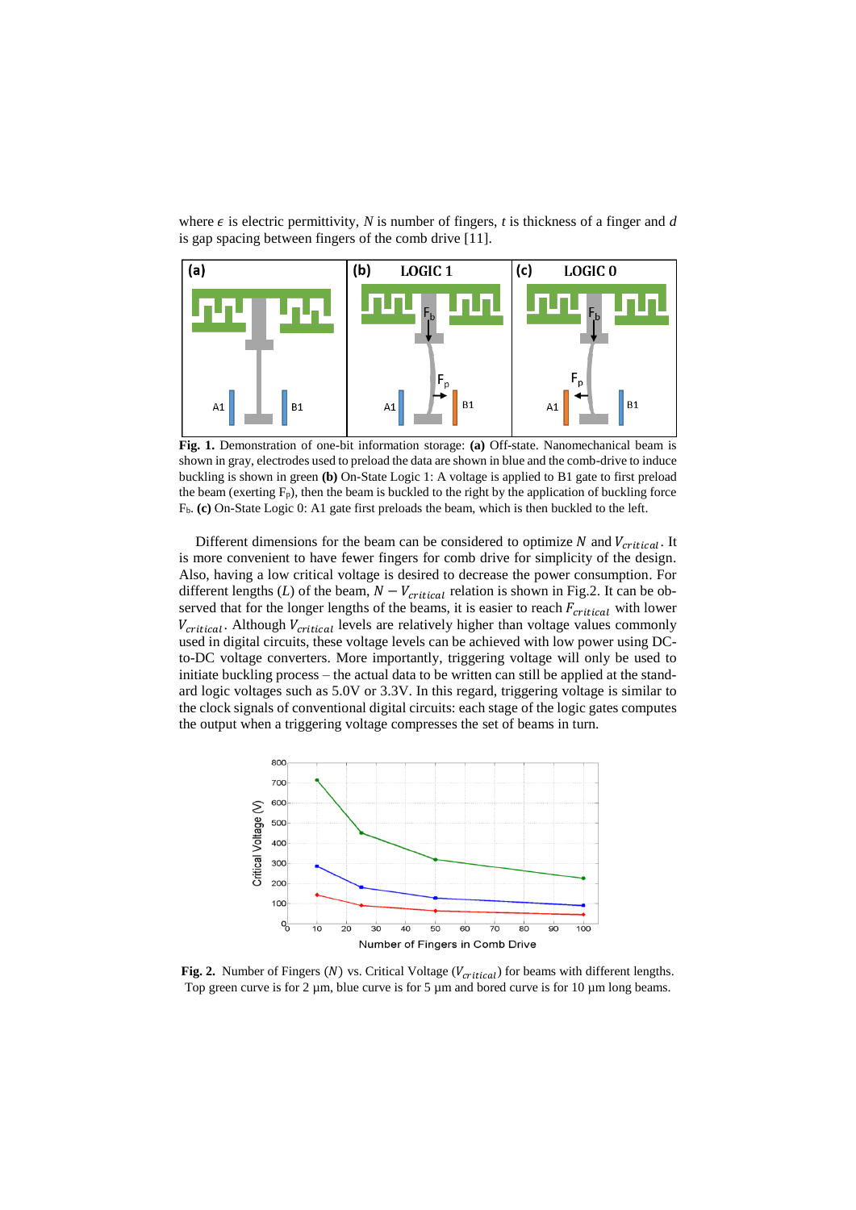where $\epsilon$ is electric permittivity, $N$ is number of fingers, $t$ is thickness of a finger and $d$ is gap spacing between fingers of the comb drive [11].

**Fig. 1.** Demonstration of one-bit information storage: **(a)** Off-state. Nanomechanical beam is shown in gray, electrodes used to preload the data are shown in blue and the comb-drive to induce buckling is shown in green **(b)** On-State Logic 1: A voltage is applied to B1 gate to first preload the beam (exerting $F_p$), then the beam is buckled to the right by the application of buckling force $F_b$. **(c)** On-State Logic 0: A1 gate first preloads the beam, which is then buckled to the left.

Different dimensions for the beam can be considered to optimize $N$ and $V_{critical}$. It is more convenient to have fewer fingers for comb drive for simplicity of the design. Also, having a low critical voltage is desired to decrease the power consumption. For different lengths ($L$) of the beam, $N - V_{critical}$ relation is shown in Fig.2. It can be observed that for the longer lengths of the beams, it is easier to reach $F_{critical}$ with lower $V_{critical}$. Although $V_{critical}$ levels are relatively higher than voltage values commonly used in digital circuits, these voltage levels can be achieved with low power using DC-to-DC voltage converters. More importantly, triggering voltage will only be used to initiate buckling process – the actual data to be written can still be applied at the standard logic voltages such as 5.0V or 3.3V. In this regard, triggering voltage is similar to the clock signals of conventional digital circuits: each stage of the logic gates computes the output when a triggering voltage compresses the set of beams in turn.

**Fig. 2.** Number of Fingers ($N$) vs. Critical Voltage ($V_{critical}$) for beams with different lengths. Top green curve is for 2 μm, blue curve is for 5 μm and bored curve is for 10 μm long beams.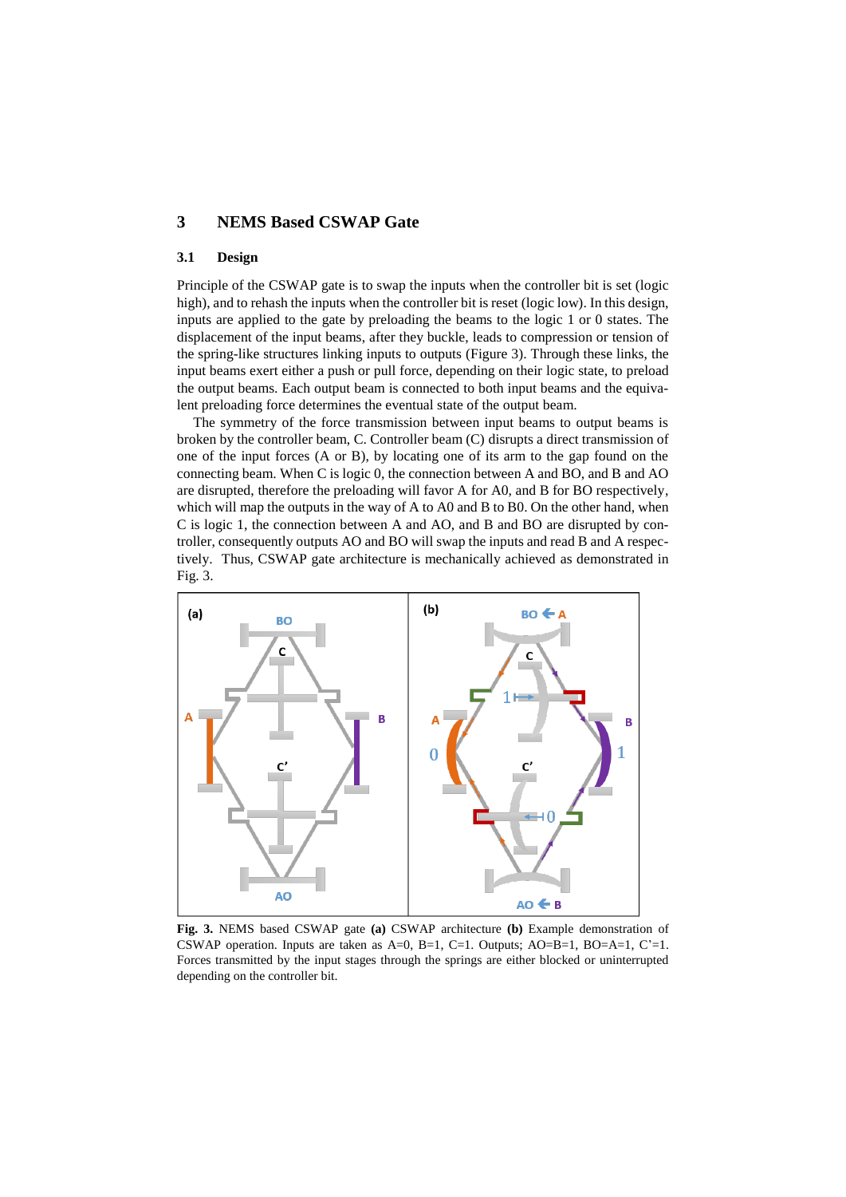## 3 NEMS Based CSWAP Gate

### 3.1 Design

Principle of the CSWAP gate is to swap the inputs when the controller bit is set (logic high), and to rehash the inputs when the controller bit is reset (logic low). In this design, inputs are applied to the gate by preloading the beams to the logic 1 or 0 states. The displacement of the input beams, after they buckle, leads to compression or tension of the spring-like structures linking inputs to outputs (Figure 3). Through these links, the input beams exert either a push or pull force, depending on their logic state, to preload the output beams. Each output beam is connected to both input beams and the equivalent preloading force determines the eventual state of the output beam.

The symmetry of the force transmission between input beams to output beams is broken by the controller beam, C. Controller beam (C) disrupts a direct transmission of one of the input forces (A or B), by locating one of its arm to the gap found on the connecting beam. When C is logic 0, the connection between A and BO, and B and AO are disrupted, therefore the preloading will favor A for A0, and B for BO respectively, which will map the outputs in the way of A to A0 and B to B0. On the other hand, when C is logic 1, the connection between A and AO, and B and BO are disrupted by controller, consequently outputs AO and BO will swap the inputs and read B and A respectively. Thus, CSWAP gate architecture is mechanically achieved as demonstrated in Fig. 3.

**Fig. 3.** NEMS based CSWAP gate **(a)** CSWAP architecture **(b)** Example demonstration of CSWAP operation. Inputs are taken as A=0, B=1, C=1. Outputs; AO=B=1, BO=A=1, C'=1. Forces transmitted by the input stages through the springs are either blocked or uninterrupted depending on the controller bit.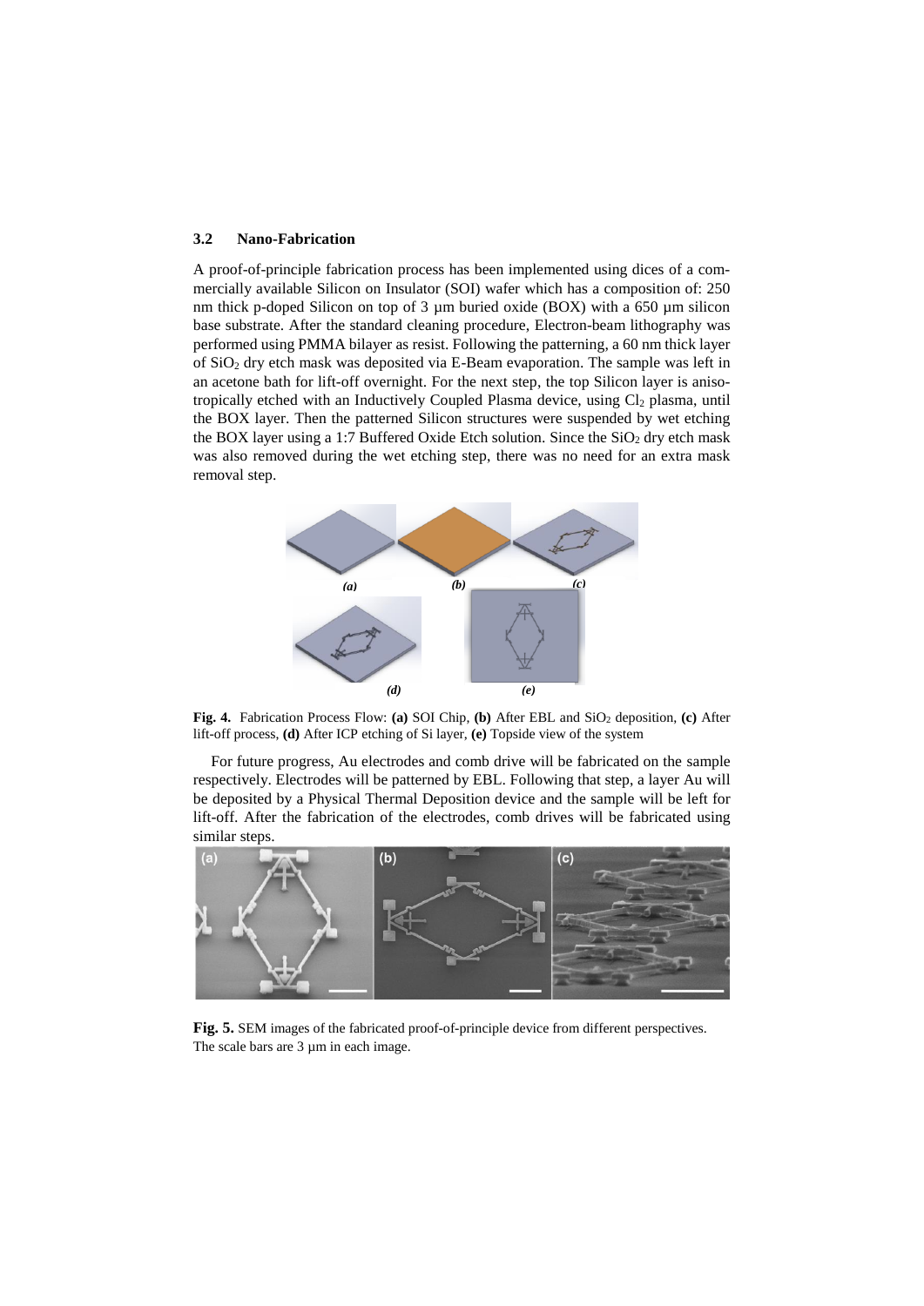### 3.2 Nano-Fabrication

A proof-of-principle fabrication process has been implemented using dices of a commercially available Silicon on Insulator (SOI) wafer which has a composition of: 250 nm thick p-doped Silicon on top of 3 µm buried oxide (BOX) with a 650 µm silicon base substrate. After the standard cleaning procedure, Electron-beam lithography was performed using PMMA bilayer as resist. Following the patterning, a 60 nm thick layer of $SiO_2$ dry etch mask was deposited via E-Beam evaporation. The sample was left in an acetone bath for lift-off overnight. For the next step, the top Silicon layer is anisotropically etched with an Inductively Coupled Plasma device, using $Cl_2$ plasma, until the BOX layer. Then the patterned Silicon structures were suspended by wet etching the BOX layer using a 1:7 Buffered Oxide Etch solution. Since the $SiO_2$ dry etch mask was also removed during the wet etching step, there was no need for an extra mask removal step.

**Fig. 4.** Fabrication Process Flow: **(a)** SOI Chip, **(b)** After EBL and $SiO_2$ deposition, **(c)** After lift-off process, **(d)** After ICP etching of Si layer, **(e)** Topside view of the system

For future progress, Au electrodes and comb drive will be fabricated on the sample respectively. Electrodes will be patterned by EBL. Following that step, a layer Au will be deposited by a Physical Thermal Deposition device and the sample will be left for lift-off. After the fabrication of the electrodes, comb drives will be fabricated using similar steps.

**Fig. 5.** SEM images of the fabricated proof-of-principle device from different perspectives. The scale bars are 3 µm in each image.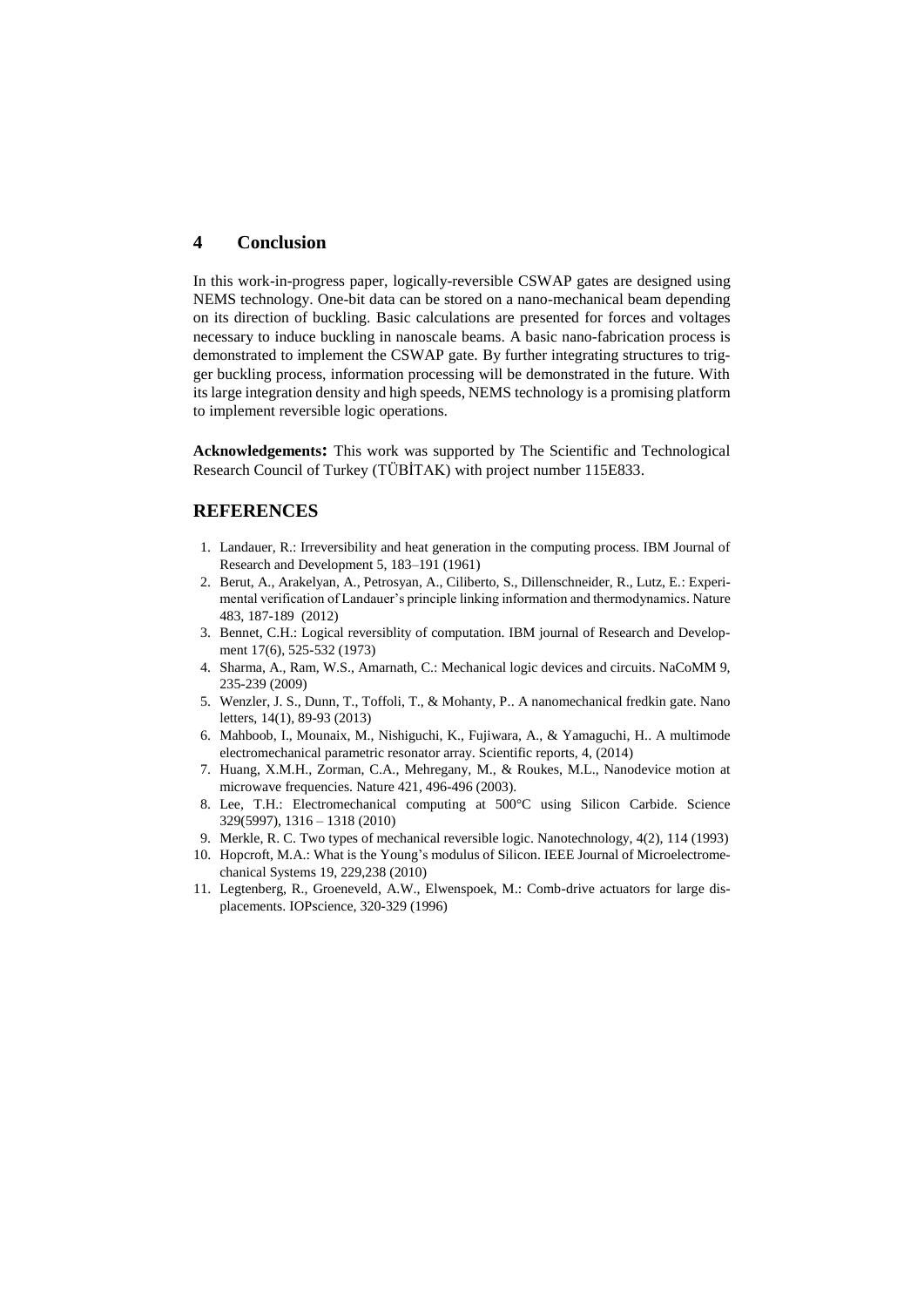## 4 Conclusion

In this work-in-progress paper, logically-reversible CSWAP gates are designed using NEMS technology. One-bit data can be stored on a nano-mechanical beam depending on its direction of buckling. Basic calculations are presented for forces and voltages necessary to induce buckling in nanoscale beams. A basic nano-fabrication process is demonstrated to implement the CSWAP gate. By further integrating structures to trigger buckling process, information processing will be demonstrated in the future. With its large integration density and high speeds, NEMS technology is a promising platform to implement reversible logic operations.

**Acknowledgements:** This work was supported by The Scientific and Technological Research Council of Turkey (TÜBİTAK) with project number 115E833.

## REFERENCES

1. Landauer, R.: Irreversibility and heat generation in the computing process. IBM Journal of Research and Development 5, 183–191 (1961)
2. Berut, A., Arakelyan, A., Petrosyan, A., Ciliberto, S., Dillenschneider, R., Lutz, E.: Experimental verification of Landauer's principle linking information and thermodynamics. Nature 483, 187-189 (2012)
3. Bennet, C.H.: Logical reversiblity of computation. IBM journal of Research and Development 17(6), 525-532 (1973)
4. Sharma, A., Ram, W.S., Amarnath, C.: Mechanical logic devices and circuits. NaCoMM 9, 235-239 (2009)
5. Wenzler, J. S., Dunn, T., Toffoli, T., & Mohanty, P.. A nanomechanical fredkin gate. Nano letters, 14(1), 89-93 (2013)
6. Mahboob, I., Mounaix, M., Nishiguchi, K., Fujiwara, A., & Yamaguchi, H.. A multimode electromechanical parametric resonator array. Scientific reports, 4, (2014)
7. Huang, X.M.H., Zorman, C.A., Mehregany, M., & Roukes, M.L., Nanodevice motion at microwave frequencies. Nature 421, 496-496 (2003).
8. Lee, T.H.: Electromechanical computing at 500°C using Silicon Carbide. Science 329(5997), 1316 – 1318 (2010)
9. Merkle, R. C. Two types of mechanical reversible logic. Nanotechnology, 4(2), 114 (1993)
10. Hopcroft, M.A.: What is the Young's modulus of Silicon. IEEE Journal of Microelectromechanical Systems 19, 229,238 (2010)
11. Legtenberg, R., Groeneveld, A.W., Elwenspoek, M.: Comb-drive actuators for large displacements. IOPscience, 320-329 (1996)